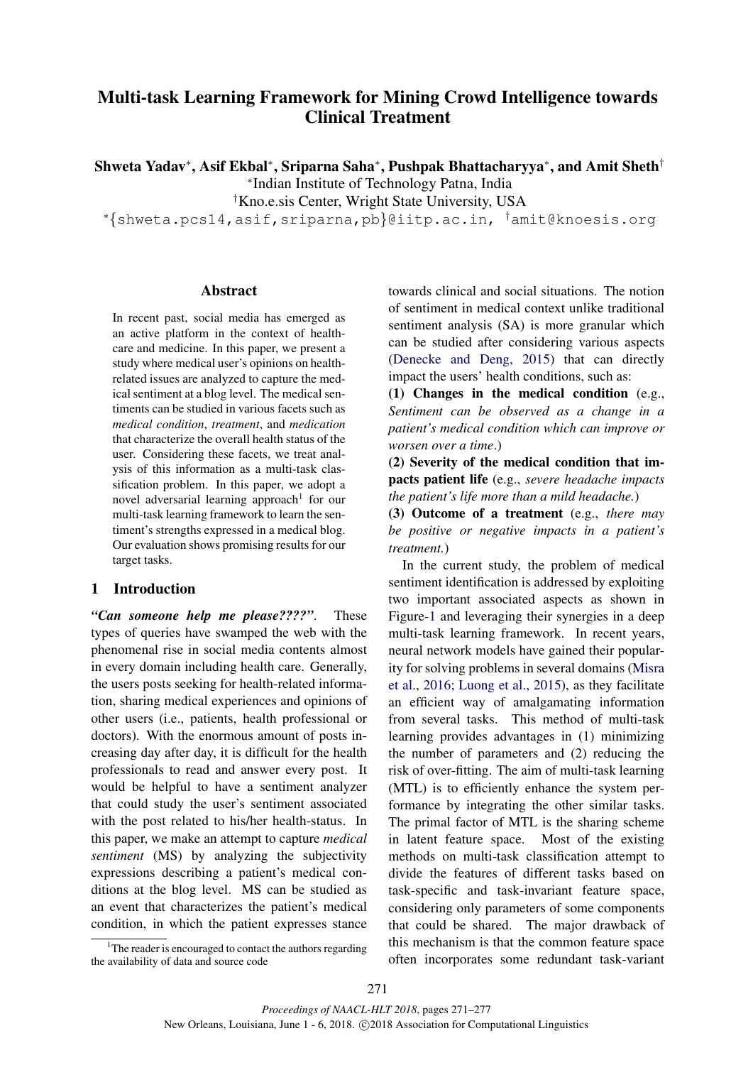# Multi-task Learning Framework for Mining Crowd Intelligence towards Clinical Treatment

**Shweta Yadav\*, Asif Ekbal\*, Sriparna Saha\*, Pushpak Bhattacharyya\*, and Amit Sheth†**

\*Indian Institute of Technology Patna, India

†Kno.e.sis Center, Wright State University, USA

\*{shweta.pcs14,asif,sriparna,pb}@iitp.ac.in, †amit@knoesis.org

## Abstract

In recent past, social media has emerged as an active platform in the context of healthcare and medicine. In this paper, we present a study where medical user's opinions on health-related issues are analyzed to capture the medical sentiment at a blog level. The medical sentiments can be studied in various facets such as *medical condition*, *treatment*, and *medication* that characterize the overall health status of the user. Considering these facets, we treat analysis of this information as a multi-task classification problem. In this paper, we adopt a novel adversarial learning approach[1] for our multi-task learning framework to learn the sentiment's strengths expressed in a medical blog. Our evaluation shows promising results for our target tasks.

## 1 Introduction

***"Can someone help me please????"***. These types of queries have swamped the web with the phenomenal rise in social media contents almost in every domain including health care. Generally, the users posts seeking for health-related information, sharing medical experiences and opinions of other users (i.e., patients, health professional or doctors). With the enormous amount of posts increasing day after day, it is difficult for the health professionals to read and answer every post. It would be helpful to have a sentiment analyzer that could study the user's sentiment associated with the post related to his/her health-status. In this paper, we make an attempt to capture *medical sentiment* (MS) by analyzing the subjectivity expressions describing a patient's medical conditions at the blog level. MS can be studied as an event that characterizes the patient's medical condition, in which the patient expresses stance towards clinical and social situations. The notion of sentiment in medical context unlike traditional sentiment analysis (SA) is more granular which can be studied after considering various aspects (Denecke and Deng, 2015) that can directly impact the users' health conditions, such as:

**(1) Changes in the medical condition** (e.g., *Sentiment can be observed as a change in a patient's medical condition which can improve or worsen over a time*.)

**(2) Severity of the medical condition that impacts patient life** (e.g., *severe headache impacts the patient's life more than a mild headache.*)

**(3) Outcome of a treatment** (e.g., *there may be positive or negative impacts in a patient's treatment.*)

In the current study, the problem of medical sentiment identification is addressed by exploiting two important associated aspects as shown in Figure-1 and leveraging their synergies in a deep multi-task learning framework. In recent years, neural network models have gained their popularity for solving problems in several domains (Misra et al., 2016; Luong et al., 2015), as they facilitate an efficient way of amalgamating information from several tasks. This method of multi-task learning provides advantages in (1) minimizing the number of parameters and (2) reducing the risk of over-fitting. The aim of multi-task learning (MTL) is to efficiently enhance the system performance by integrating the other similar tasks. The primal factor of MTL is the sharing scheme in latent feature space. Most of the existing methods on multi-task classification attempt to divide the features of different tasks based on task-specific and task-invariant feature space, considering only parameters of some components that could be shared. The major drawback of this mechanism is that the common feature space often incorporates some redundant task-variant

[1]The reader is encouraged to contact the authors regarding the availability of data and source code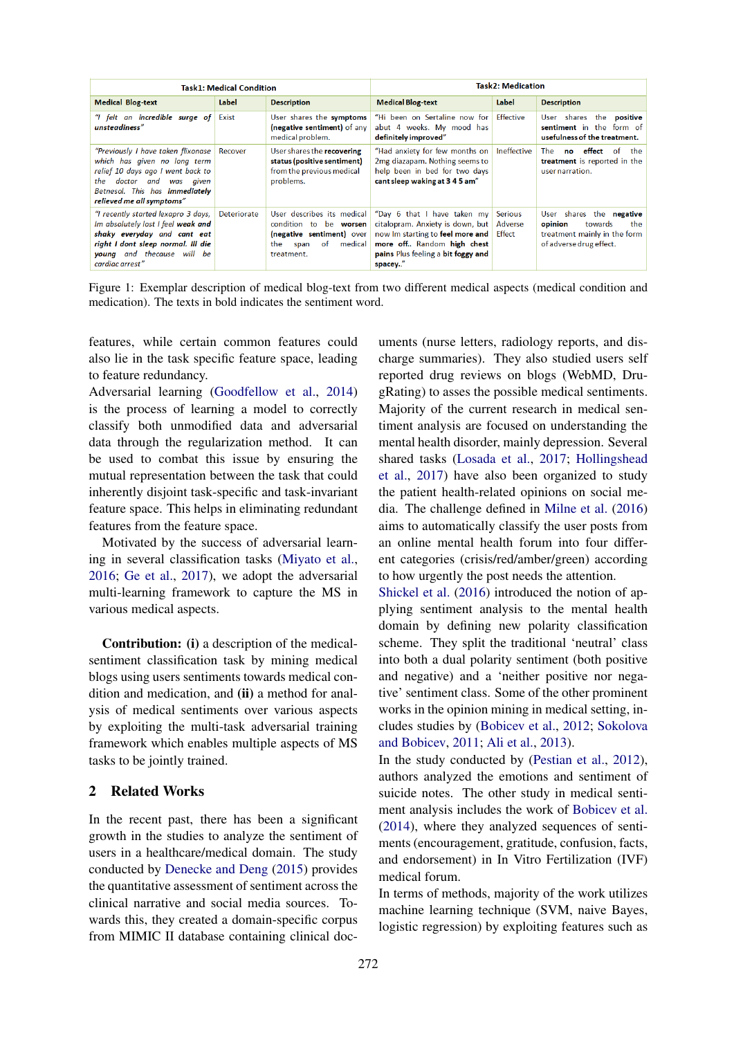| Task1: Medical Condition | | | Task2: Medication | | |
|---|---|---|---|---|---|
| Medical Blog-text | Label | Description | Medical Blog-text | Label | Description |
| *"I felt an **incredible surge of unsteadiness**"* | Exist | User shares the **symptoms (negative sentiment)** of any medical problem. | "Hi been on Sertaline now for abut 4 weeks. My mood has **definitely improved**" | Effective | User shares the **positive sentiment** in the form of **usefulness of the treatment.** |
| *"Previously I have taken flixonase which has given no long term relief 10 days ago I went back to the doctor and was given Betnesol. This has **immediately relieved me all symptoms**"* | Recover | User shares the **recovering status (positive sentiment)** from the previous medical problems. | "Had anxiety for few months on 2mg diazapam. Nothing seems to help been in bed for two days **cant sleep waking at 3 4 5 am**" | Ineffective | The **no effect** of the **treatment** is reported in the user narration. |
| *"I recently started lexapro 3 days, Im absolutely lost I feel **weak and shaky everyday and cant eat right I dont sleep normal. Ill die young** and thecause will be cardiac arrest"* | Deteriorate | User describes its medical condition to be **worsen (negative sentiment)** over the span of medical treatment. | "Day 6 that I have taken my citalopram. Anxiety is down, but now Im starting to **feel more and more off.** Random **high chest pains** Plus **feeling a bit foggy and spacey.**" | Serious Adverse Effect | User shares the **negative opinion** towards the treatment mainly in the form of adverse drug effect. |

Figure 1: Exemplar description of medical blog-text from two different medical aspects (medical condition and medication). The texts in bold indicates the sentiment word.

features, while certain common features could also lie in the task specific feature space, leading to feature redundancy.

Adversarial learning (Goodfellow et al., 2014) is the process of learning a model to correctly classify both unmodified data and adversarial data through the regularization method. It can be used to combat this issue by ensuring the mutual representation between the task that could inherently disjoint task-specific and task-invariant feature space. This helps in eliminating redundant features from the feature space.

Motivated by the success of adversarial learning in several classification tasks (Miyato et al., 2016; Ge et al., 2017), we adopt the adversarial multi-learning framework to capture the MS in various medical aspects.

**Contribution: (i)** a description of the medical-sentiment classification task by mining medical blogs using users sentiments towards medical condition and medication, and **(ii)** a method for analysis of medical sentiments over various aspects by exploiting the multi-task adversarial training framework which enables multiple aspects of MS tasks to be jointly trained.

## 2 Related Works

In the recent past, there has been a significant growth in the studies to analyze the sentiment of users in a healthcare/medical domain. The study conducted by Denecke and Deng (2015) provides the quantitative assessment of sentiment across the clinical narrative and social media sources. Towards this, they created a domain-specific corpus from MIMIC II database containing clinical documents (nurse letters, radiology reports, and discharge summaries). They also studied users self reported drug reviews on blogs (WebMD, DrugRating) to asses the possible medical sentiments. Majority of the current research in medical sentiment analysis are focused on understanding the mental health disorder, mainly depression. Several shared tasks (Losada et al., 2017; Hollingshead et al., 2017) have also been organized to study the patient health-related opinions on social media. The challenge defined in Milne et al. (2016) aims to automatically classify the user posts from an online mental health forum into four different categories (crisis/red/amber/green) according to how urgently the post needs the attention.

Shickel et al. (2016) introduced the notion of applying sentiment analysis to the mental health domain by defining new polarity classification scheme. They split the traditional 'neutral' class into both a dual polarity sentiment (both positive and negative) and a 'neither positive nor negative' sentiment class. Some of the other prominent works in the opinion mining in medical setting, includes studies by (Bobicev et al., 2012; Sokolova and Bobicev, 2011; Ali et al., 2013).

In the study conducted by (Pestian et al., 2012), authors analyzed the emotions and sentiment of suicide notes. The other study in medical sentiment analysis includes the work of Bobicev et al. (2014), where they analyzed sequences of sentiments (encouragement, gratitude, confusion, facts, and endorsement) in In Vitro Fertilization (IVF) medical forum.

In terms of methods, majority of the work utilizes machine learning technique (SVM, naive Bayes, logistic regression) by exploiting features such as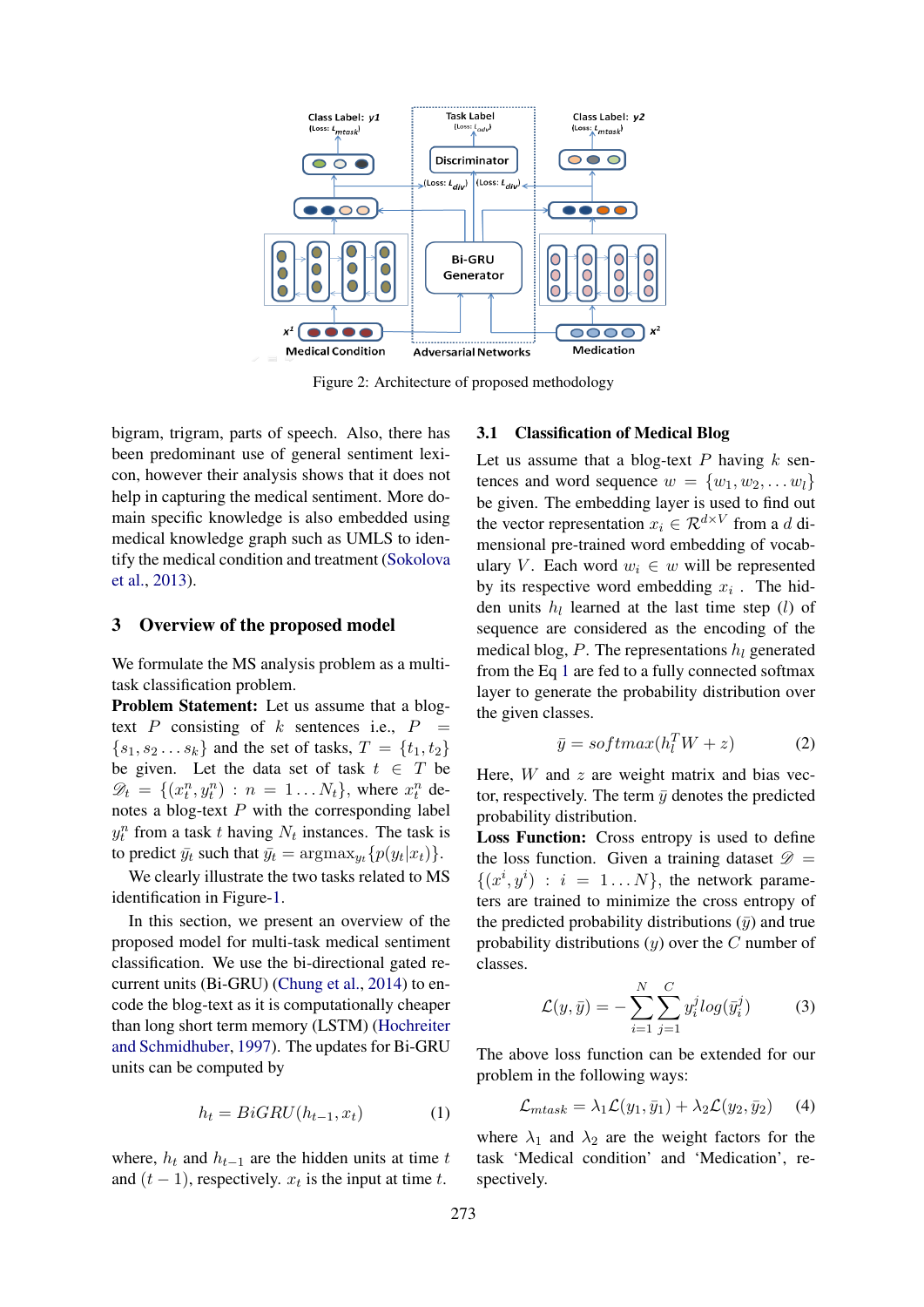Figure 2: Architecture of proposed methodology

bigram, trigram, parts of speech. Also, there has been predominant use of general sentiment lexicon, however their analysis shows that it does not help in capturing the medical sentiment. More domain specific knowledge is also embedded using medical knowledge graph such as UMLS to identify the medical condition and treatment (Sokolova et al., 2013).

## 3 Overview of the proposed model

We formulate the MS analysis problem as a multi-task classification problem.

**Problem Statement:** Let us assume that a blog-text $P$ consisting of $k$ sentences i.e., $P = \{s_1, s_2 \dots s_k\}$ and the set of tasks, $T = \{t_1, t_2\}$ be given. Let the data set of task $t \in T$ be $\mathscr{D}_t = \{(x_t^n, y_t^n) : n = 1 \dots N_t\}$, where $x_t^n$ denotes a blog-text $P$ with the corresponding label $y_t^n$ from a task $t$ having $N_t$ instances. The task is to predict $\bar{y}_t$ such that $\bar{y}_t = \text{argmax}_{y_t}\{p(y_t|x_t)\}$.

We clearly illustrate the two tasks related to MS identification in Figure-1.

In this section, we present an overview of the proposed model for multi-task medical sentiment classification. We use the bi-directional gated recurrent units (Bi-GRU) (Chung et al., 2014) to encode the blog-text as it is computationally cheaper than long short term memory (LSTM) (Hochreiter and Schmidhuber, 1997). The updates for Bi-GRU units can be computed by

$$h_t = BiGRU(h_{t-1}, x_t) \tag{1}$$

where, $h_t$ and $h_{t-1}$ are the hidden units at time $t$ and $(t-1)$, respectively. $x_t$ is the input at time $t$.

### 3.1 Classification of Medical Blog

Let us assume that a blog-text $P$ having $k$ sentences and word sequence $w = \{w_1, w_2, \dots w_l\}$ be given. The embedding layer is used to find out the vector representation $x_i \in \mathcal{R}^{d \times V}$ from a $d$ dimensional pre-trained word embedding of vocabulary $V$. Each word $w_i \in w$ will be represented by its respective word embedding $x_i$ . The hidden units $h_l$ learned at the last time step $(l)$ of sequence are considered as the encoding of the medical blog, $P$. The representations $h_l$ generated from the Eq 1 are fed to a fully connected softmax layer to generate the probability distribution over the given classes.

$$\bar{y} = softmax(h_l^T W + z) \tag{2}$$

Here, $W$ and $z$ are weight matrix and bias vector, respectively. The term $\bar{y}$ denotes the predicted probability distribution.

**Loss Function:** Cross entropy is used to define the loss function. Given a training dataset $\mathscr{D} = \{(x^i, y^i) : i = 1 \dots N\}$, the network parameters are trained to minimize the cross entropy of the predicted probability distributions $(\bar{y})$ and true probability distributions $(y)$ over the $C$ number of classes.

$$\mathcal{L}(y, \bar{y}) = -\sum_{i=1}^{N}\sum_{j=1}^{C} y_i^j log(\bar{y}_i^j) \tag{3}$$

The above loss function can be extended for our problem in the following ways:

$$\mathcal{L}_{mtask} = \lambda_1 \mathcal{L}(y_1, \bar{y}_1) + \lambda_2 \mathcal{L}(y_2, \bar{y}_2) \tag{4}$$

where $\lambda_1$ and $\lambda_2$ are the weight factors for the task 'Medical condition' and 'Medication', respectively.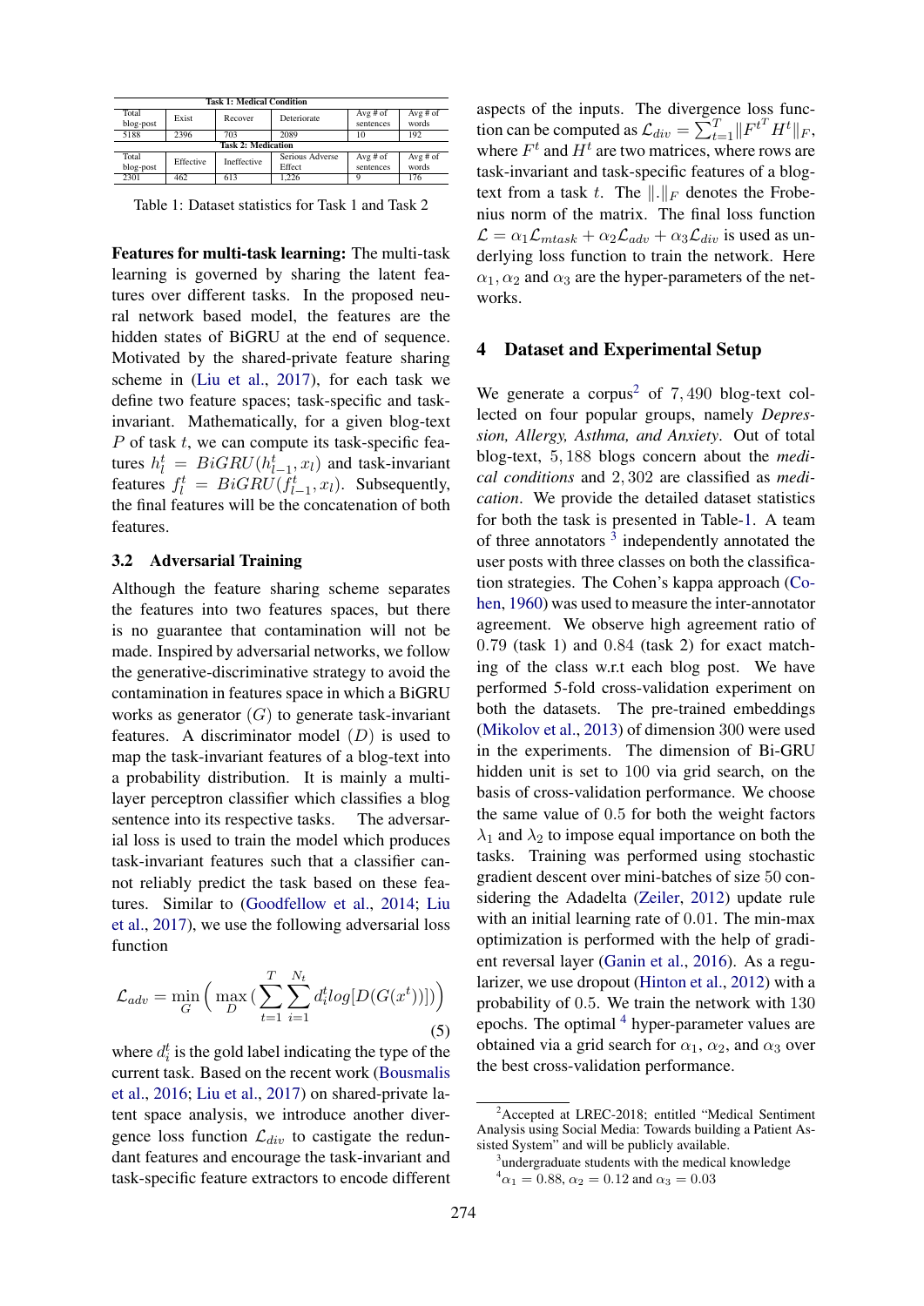| Task 1: Medical Condition | | | | | |
|---|---|---|---|---|---|
| Total blog-post | Exist | Recover | Deteriorate | Avg # of sentences | Avg # of words |
| 5188 | 2396 | 703 | 2089 | 10 | 192 |
| **Task 2: Medication** | | | | | |
| Total blog-post | Effective | Ineffective | Serious Adverse Effect | Avg # of sentences | Avg # of words |
| 2301 | 462 | 613 | 1,226 | 9 | 176 |

Table 1: Dataset statistics for Task 1 and Task 2

**Features for multi-task learning:** The multi-task learning is governed by sharing the latent features over different tasks. In the proposed neural network based model, the features are the hidden states of BiGRU at the end of sequence. Motivated by the shared-private feature sharing scheme in (Liu et al., 2017), for each task we define two feature spaces; task-specific and task-invariant. Mathematically, for a given blog-text $P$ of task $t$, we can compute its task-specific features $h_l^t = BiGRU(h_{l-1}^t, x_l)$ and task-invariant features $f_l^t = BiGRU(f_{l-1}^t, x_l)$. Subsequently, the final features will be the concatenation of both features.

### 3.2 Adversarial Training

Although the feature sharing scheme separates the features into two features spaces, but there is no guarantee that contamination will not be made. Inspired by adversarial networks, we follow the generative-discriminative strategy to avoid the contamination in features space in which a BiGRU works as generator $(G)$ to generate task-invariant features. A discriminator model $(D)$ is used to map the task-invariant features of a blog-text into a probability distribution. It is mainly a multi-layer perceptron classifier which classifies a blog sentence into its respective tasks. The adversarial loss is used to train the model which produces task-invariant features such that a classifier cannot reliably predict the task based on these features. Similar to (Goodfellow et al., 2014; Liu et al., 2017), we use the following adversarial loss function

$$\mathcal{L}_{adv} = \min_{G}\Big(\max_{D}\big(\sum_{t=1}^{T}\sum_{i=1}^{N_t} d_i^t log[D(G(x^t))]\big)\Big) \tag{5}$$

where $d_i^t$ is the gold label indicating the type of the current task. Based on the recent work (Bousmalis et al., 2016; Liu et al., 2017) on shared-private latent space analysis, we introduce another divergence loss function $\mathcal{L}_{div}$ to castigate the redundant features and encourage the task-invariant and task-specific feature extractors to encode different aspects of the inputs. The divergence loss function can be computed as $\mathcal{L}_{div} = \sum_{t=1}^{T} \|F^{t^T} H^t\|_F$, where $F^t$ and $H^t$ are two matrices, where rows are task-invariant and task-specific features of a blog-text from a task $t$. The $\|.\|_F$ denotes the Frobenius norm of the matrix. The final loss function $\mathcal{L} = \alpha_1\mathcal{L}_{mtask} + \alpha_2\mathcal{L}_{adv} + \alpha_3\mathcal{L}_{div}$ is used as underlying loss function to train the network. Here $\alpha_1, \alpha_2$ and $\alpha_3$ are the hyper-parameters of the networks.

## 4 Dataset and Experimental Setup

We generate a corpus[2] of 7,490 blog-text collected on four popular groups, namely *Depression, Allergy, Asthma, and Anxiety*. Out of total blog-text, 5,188 blogs concern about the *medical conditions* and 2,302 are classified as *medication*. We provide the detailed dataset statistics for both the task is presented in Table-1. A team of three annotators [3] independently annotated the user posts with three classes on both the classification strategies. The Cohen's kappa approach (Cohen, 1960) was used to measure the inter-annotator agreement. We observe high agreement ratio of 0.79 (task 1) and 0.84 (task 2) for exact matching of the class w.r.t each blog post. We have performed 5-fold cross-validation experiment on both the datasets. The pre-trained embeddings (Mikolov et al., 2013) of dimension 300 were used in the experiments. The dimension of Bi-GRU hidden unit is set to 100 via grid search, on the basis of cross-validation performance. We choose the same value of 0.5 for both the weight factors $\lambda_1$ and $\lambda_2$ to impose equal importance on both the tasks. Training was performed using stochastic gradient descent over mini-batches of size 50 considering the Adadelta (Zeiler, 2012) update rule with an initial learning rate of 0.01. The min-max optimization is performed with the help of gradient reversal layer (Ganin et al., 2016). As a regularizer, we use dropout (Hinton et al., 2012) with a probability of 0.5. We train the network with 130 epochs. The optimal [4] hyper-parameter values are obtained via a grid search for $\alpha_1$, $\alpha_2$, and $\alpha_3$ over the best cross-validation performance.

[2]Accepted at LREC-2018; entitled "Medical Sentiment Analysis using Social Media: Towards building a Patient Assisted System" and will be publicly available.

[3]undergraduate students with the medical knowledge

[4]$\alpha_1 = 0.88$, $\alpha_2 = 0.12$ and $\alpha_3 = 0.03$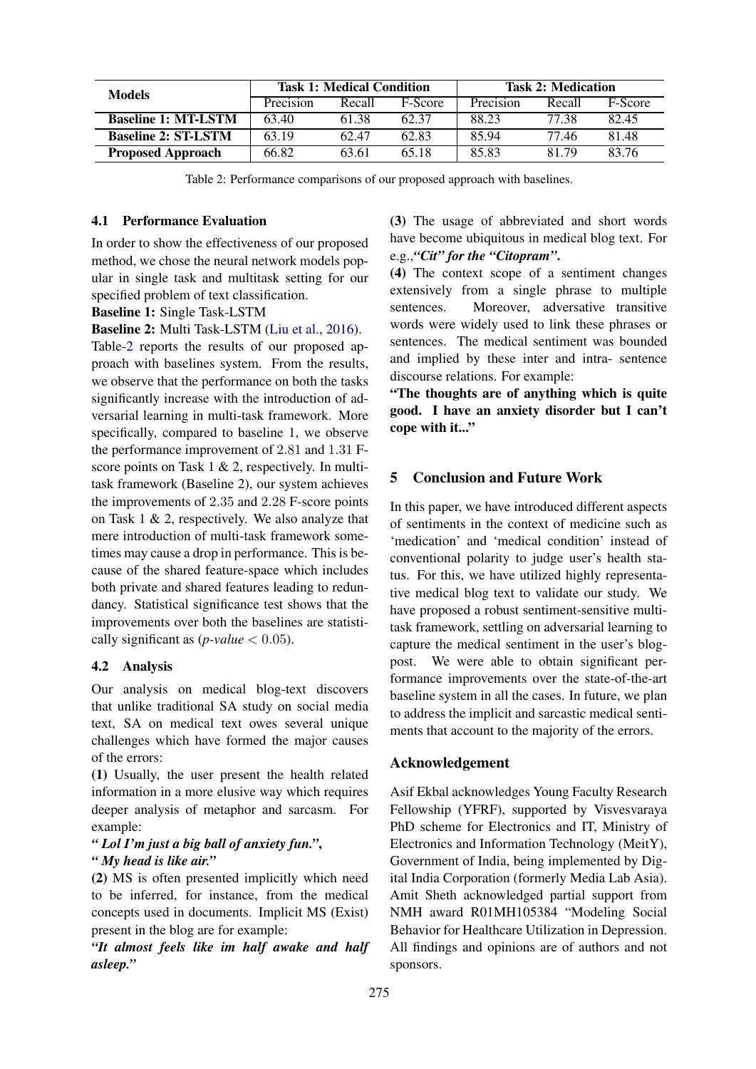| Models | Task 1: Medical Condition | | | Task 2: Medication | | |
|---|---|---|---|---|---|---|
| | Precision | Recall | F-Score | Precision | Recall | F-Score |
| **Baseline 1: MT-LSTM** | 63.40 | 61.38 | 62.37 | 88.23 | 77.38 | 82.45 |
| **Baseline 2: ST-LSTM** | 63.19 | 62.47 | 62.83 | 85.94 | 77.46 | 81.48 |
| **Proposed Approach** | 66.82 | 63.61 | 65.18 | 85.83 | 81.79 | 83.76 |

Table 2: Performance comparisons of our proposed approach with baselines.

### 4.1 Performance Evaluation

In order to show the effectiveness of our proposed method, we chose the neural network models popular in single task and multitask setting for our specified problem of text classification.

**Baseline 1:** Single Task-LSTM

**Baseline 2:** Multi Task-LSTM (Liu et al., 2016).

Table-2 reports the results of our proposed approach with baselines system. From the results, we observe that the performance on both the tasks significantly increase with the introduction of adversarial learning in multi-task framework. More specifically, compared to baseline 1, we observe the performance improvement of 2.81 and 1.31 F-score points on Task 1 & 2, respectively. In multi-task framework (Baseline 2), our system achieves the improvements of 2.35 and 2.28 F-score points on Task 1 & 2, respectively. We also analyze that mere introduction of multi-task framework sometimes may cause a drop in performance. This is because of the shared feature-space which includes both private and shared features leading to redundancy. Statistical significance test shows that the improvements over both the baselines are statistically significant as (*p-value* $< 0.05$).

### 4.2 Analysis

Our analysis on medical blog-text discovers that unlike traditional SA study on social media text, SA on medical text owes several unique challenges which have formed the major causes of the errors:

**(1)** Usually, the user present the health related information in a more elusive way which requires deeper analysis of metaphor and sarcasm. For example:

***" Lol I'm just a big ball of anxiety fun."*, *" My head is like air."***

**(2)** MS is often presented implicitly which need to be inferred, for instance, from the medical concepts used in documents. Implicit MS (Exist) present in the blog are for example:

***"It almost feels like im half awake and half asleep."***

**(3)** The usage of abbreviated and short words have become ubiquitous in medical blog text. For e.g.,***"Cit" for the "Citopram".***

**(4)** The context scope of a sentiment changes extensively from a single phrase to multiple sentences. Moreover, adversative transitive words were widely used to link these phrases or sentences. The medical sentiment was bounded and implied by these inter and intra- sentence discourse relations. For example:

**"The thoughts are of anything which is quite good. I have an anxiety disorder but I can't cope with it..."**

## 5 Conclusion and Future Work

In this paper, we have introduced different aspects of sentiments in the context of medicine such as 'medication' and 'medical condition' instead of conventional polarity to judge user's health status. For this, we have utilized highly representative medical blog text to validate our study. We have proposed a robust sentiment-sensitive multi-task framework, settling on adversarial learning to capture the medical sentiment in the user's blog-post. We were able to obtain significant performance improvements over the state-of-the-art baseline system in all the cases. In future, we plan to address the implicit and sarcastic medical sentiments that account to the majority of the errors.

## Acknowledgement

Asif Ekbal acknowledges Young Faculty Research Fellowship (YFRF), supported by Visvesvaraya PhD scheme for Electronics and IT, Ministry of Electronics and Information Technology (MeitY), Government of India, being implemented by Digital India Corporation (formerly Media Lab Asia). Amit Sheth acknowledged partial support from NMH award R01MH105384 "Modeling Social Behavior for Healthcare Utilization in Depression. All findings and opinions are of authors and not sponsors.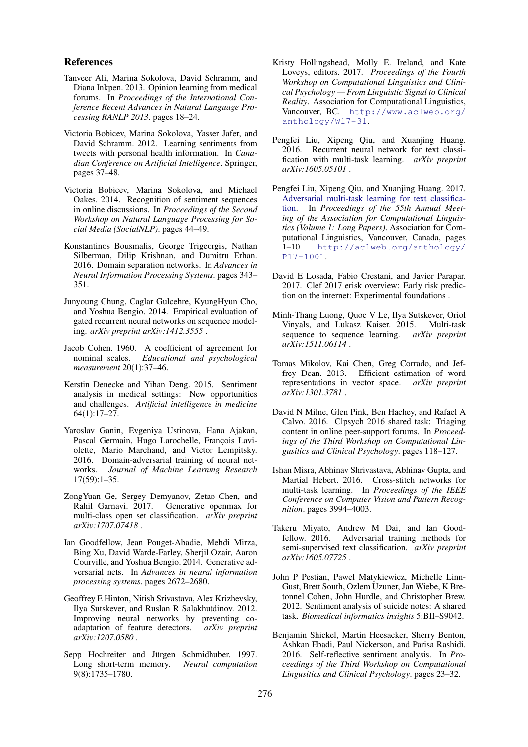## References

Tanveer Ali, Marina Sokolova, David Schramm, and Diana Inkpen. 2013. Opinion learning from medical forums. In *Proceedings of the International Conference Recent Advances in Natural Language Processing RANLP 2013*. pages 18–24.

Victoria Bobicev, Marina Sokolova, Yasser Jafer, and David Schramm. 2012. Learning sentiments from tweets with personal health information. In *Canadian Conference on Artificial Intelligence*. Springer, pages 37–48.

Victoria Bobicev, Marina Sokolova, and Michael Oakes. 2014. Recognition of sentiment sequences in online discussions. In *Proceedings of the Second Workshop on Natural Language Processing for Social Media (SocialNLP)*. pages 44–49.

Konstantinos Bousmalis, George Trigeorgis, Nathan Silberman, Dilip Krishnan, and Dumitru Erhan. 2016. Domain separation networks. In *Advances in Neural Information Processing Systems*. pages 343–351.

Junyoung Chung, Caglar Gulcehre, KyungHyun Cho, and Yoshua Bengio. 2014. Empirical evaluation of gated recurrent neural networks on sequence modeling. *arXiv preprint arXiv:1412.3555* .

Jacob Cohen. 1960. A coefficient of agreement for nominal scales. *Educational and psychological measurement* 20(1):37–46.

Kerstin Denecke and Yihan Deng. 2015. Sentiment analysis in medical settings: New opportunities and challenges. *Artificial intelligence in medicine* 64(1):17–27.

Yaroslav Ganin, Evgeniya Ustinova, Hana Ajakan, Pascal Germain, Hugo Larochelle, François Laviolette, Mario Marchand, and Victor Lempitsky. 2016. Domain-adversarial training of neural networks. *Journal of Machine Learning Research* 17(59):1–35.

ZongYuan Ge, Sergey Demyanov, Zetao Chen, and Rahil Garnavi. 2017. Generative openmax for multi-class open set classification. *arXiv preprint arXiv:1707.07418* .

Ian Goodfellow, Jean Pouget-Abadie, Mehdi Mirza, Bing Xu, David Warde-Farley, Sherjil Ozair, Aaron Courville, and Yoshua Bengio. 2014. Generative adversarial nets. In *Advances in neural information processing systems*. pages 2672–2680.

Geoffrey E Hinton, Nitish Srivastava, Alex Krizhevsky, Ilya Sutskever, and Ruslan R Salakhutdinov. 2012. Improving neural networks by preventing co-adaptation of feature detectors. *arXiv preprint arXiv:1207.0580* .

Sepp Hochreiter and Jürgen Schmidhuber. 1997. Long short-term memory. *Neural computation* 9(8):1735–1780.

Kristy Hollingshead, Molly E. Ireland, and Kate Loveys, editors. 2017. *Proceedings of the Fourth Workshop on Computational Linguistics and Clinical Psychology — From Linguistic Signal to Clinical Reality*. Association for Computational Linguistics, Vancouver, BC. http://www.aclweb.org/anthology/W17-31.

Pengfei Liu, Xipeng Qiu, and Xuanjing Huang. 2016. Recurrent neural network for text classification with multi-task learning. *arXiv preprint arXiv:1605.05101* .

Pengfei Liu, Xipeng Qiu, and Xuanjing Huang. 2017. Adversarial multi-task learning for text classification. In *Proceedings of the 55th Annual Meeting of the Association for Computational Linguistics (Volume 1: Long Papers)*. Association for Computational Linguistics, Vancouver, Canada, pages 1–10. http://aclweb.org/anthology/P17-1001.

David E Losada, Fabio Crestani, and Javier Parapar. 2017. Clef 2017 erisk overview: Early risk prediction on the internet: Experimental foundations .

Minh-Thang Luong, Quoc V Le, Ilya Sutskever, Oriol Vinyals, and Lukasz Kaiser. 2015. Multi-task sequence to sequence learning. *arXiv preprint arXiv:1511.06114* .

Tomas Mikolov, Kai Chen, Greg Corrado, and Jeffrey Dean. 2013. Efficient estimation of word representations in vector space. *arXiv preprint arXiv:1301.3781* .

David N Milne, Glen Pink, Ben Hachey, and Rafael A Calvo. 2016. Clpsych 2016 shared task: Triaging content in online peer-support forums. In *Proceedings of the Third Workshop on Computational Lingusitics and Clinical Psychology*. pages 118–127.

Ishan Misra, Abhinav Shrivastava, Abhinav Gupta, and Martial Hebert. 2016. Cross-stitch networks for multi-task learning. In *Proceedings of the IEEE Conference on Computer Vision and Pattern Recognition*. pages 3994–4003.

Takeru Miyato, Andrew M Dai, and Ian Goodfellow. 2016. Adversarial training methods for semi-supervised text classification. *arXiv preprint arXiv:1605.07725* .

John P Pestian, Pawel Matykiewicz, Michelle Linn-Gust, Brett South, Ozlem Uzuner, Jan Wiebe, K Bretonnel Cohen, John Hurdle, and Christopher Brew. 2012. Sentiment analysis of suicide notes: A shared task. *Biomedical informatics insights* 5:BII–S9042.

Benjamin Shickel, Martin Heesacker, Sherry Benton, Ashkan Ebadi, Paul Nickerson, and Parisa Rashidi. 2016. Self-reflective sentiment analysis. In *Proceedings of the Third Workshop on Computational Lingusitics and Clinical Psychology*. pages 23–32.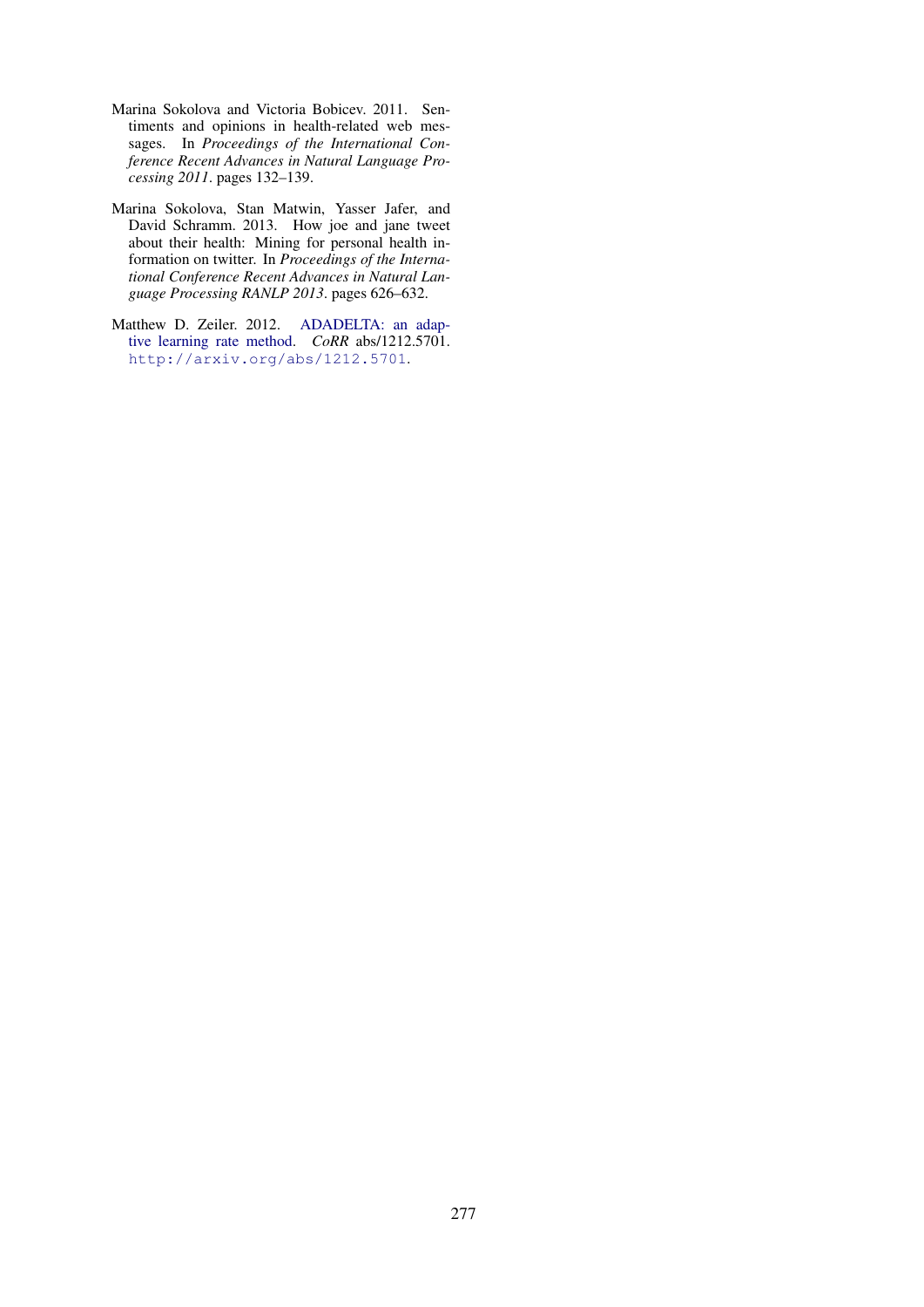Marina Sokolova and Victoria Bobicev. 2011. Sentiments and opinions in health-related web messages. In *Proceedings of the International Conference Recent Advances in Natural Language Processing 2011*. pages 132–139.

Marina Sokolova, Stan Matwin, Yasser Jafer, and David Schramm. 2013. How joe and jane tweet about their health: Mining for personal health information on twitter. In *Proceedings of the International Conference Recent Advances in Natural Language Processing RANLP 2013*. pages 626–632.

Matthew D. Zeiler. 2012. ADADELTA: an adaptive learning rate method. *CoRR* abs/1212.5701. http://arxiv.org/abs/1212.5701.